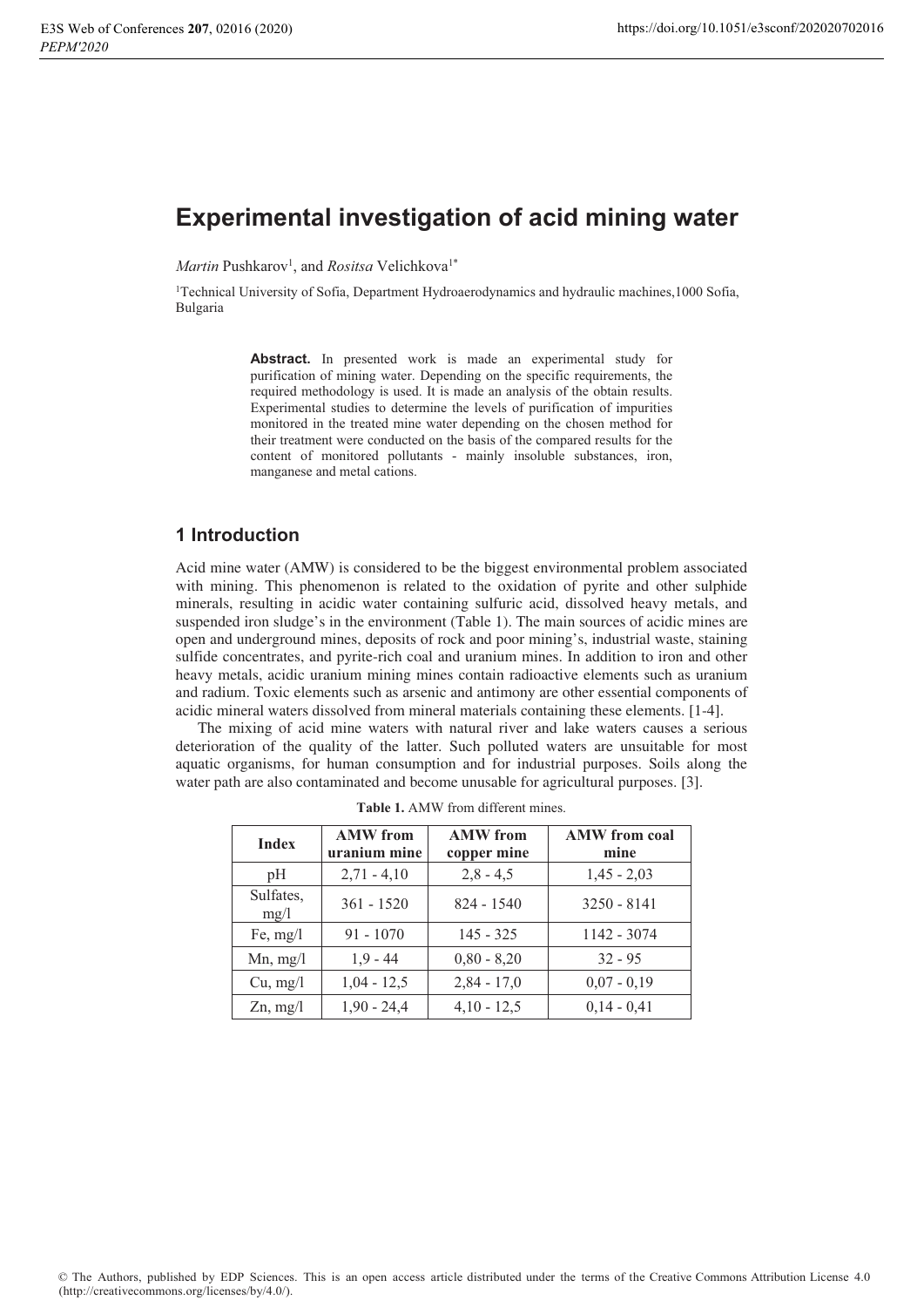# Experimental investigation of acid mining water

*Martin* Pushkarov[1], and *Rositsa* Velichkova[1*]

[1]Technical University of Sofia, Department Hydroaerodynamics and hydraulic machines,1000 Sofia, Bulgaria

> **Abstract.** In presented work is made an experimental study for purification of mining water. Depending on the specific requirements, the required methodology is used. It is made an analysis of the obtain results. Experimental studies to determine the levels of purification of impurities monitored in the treated mine water depending on the chosen method for their treatment were conducted on the basis of the compared results for the content of monitored pollutants - mainly insoluble substances, iron, manganese and metal cations.

## 1 Introduction

Acid mine water (AMW) is considered to be the biggest environmental problem associated with mining. This phenomenon is related to the oxidation of pyrite and other sulphide minerals, resulting in acidic water containing sulfuric acid, dissolved heavy metals, and suspended iron sludge's in the environment (Table 1). The main sources of acidic mines are open and underground mines, deposits of rock and poor mining's, industrial waste, staining sulfide concentrates, and pyrite-rich coal and uranium mines. In addition to iron and other heavy metals, acidic uranium mining mines contain radioactive elements such as uranium and radium. Toxic elements such as arsenic and antimony are other essential components of acidic mineral waters dissolved from mineral materials containing these elements. [1-4].

The mixing of acid mine waters with natural river and lake waters causes a serious deterioration of the quality of the latter. Such polluted waters are unsuitable for most aquatic organisms, for human consumption and for industrial purposes. Soils along the water path are also contaminated and become unusable for agricultural purposes. [3].

**Table 1.** AMW from different mines.

| Index | AMW from uranium mine | AMW from copper mine | AMW from coal mine |
|---|---|---|---|
| pH | 2,71 - 4,10 | 2,8 - 4,5 | 1,45 - 2,03 |
| Sulfates, mg/l | 361 - 1520 | 824 - 1540 | 3250 - 8141 |
| Fe, mg/l | 91 - 1070 | 145 - 325 | 1142 - 3074 |
| Mn, mg/l | 1,9 - 44 | 0,80 - 8,20 | 32 - 95 |
| Cu, mg/l | 1,04 - 12,5 | 2,84 - 17,0 | 0,07 - 0,19 |
| Zn, mg/l | 1,90 - 24,4 | 4,10 - 12,5 | 0,14 - 0,41 |

© The Authors, published by EDP Sciences. This is an open access article distributed under the terms of the Creative Commons Attribution License 4.0 (http://creativecommons.org/licenses/by/4.0/).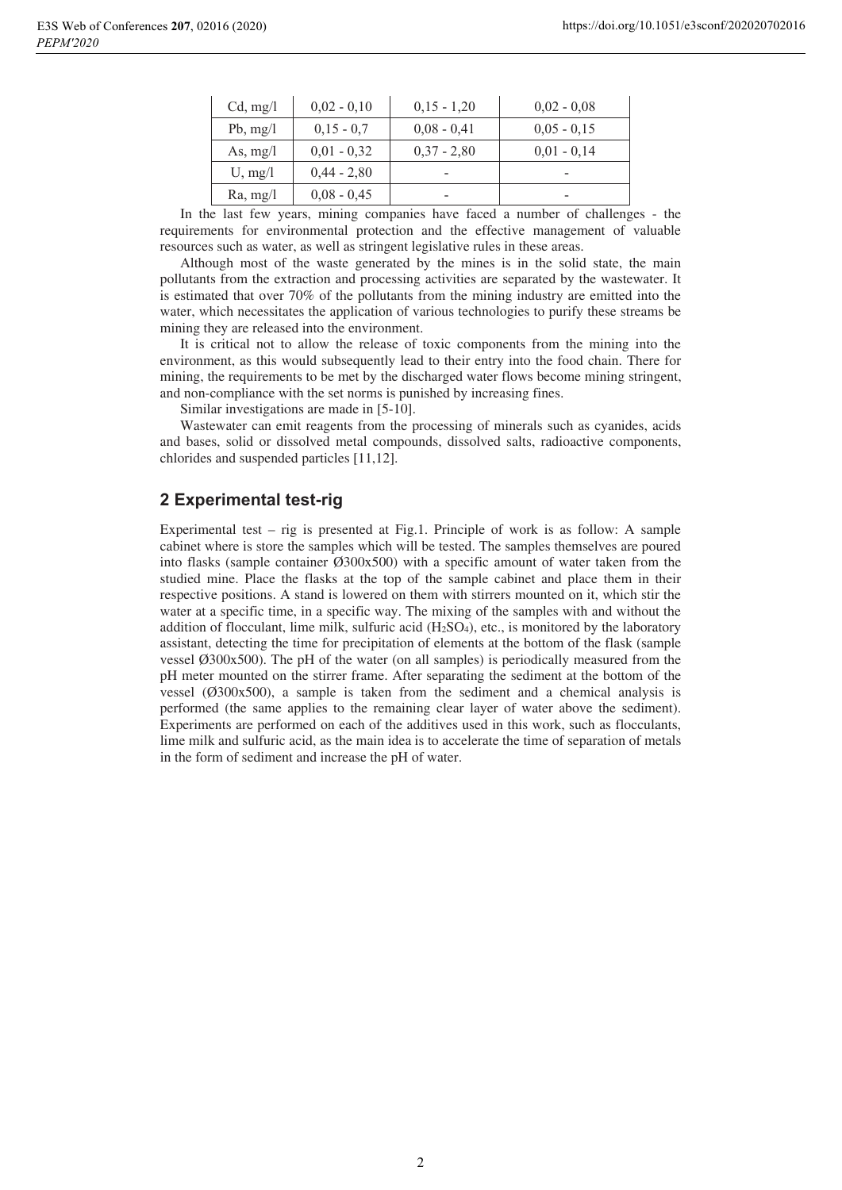| Cd, mg/l | 0,02 - 0,10 | 0,15 - 1,20 | 0,02 - 0,08 |
|---|---|---|---|
| Pb, mg/l | 0,15 - 0,7 | 0,08 - 0,41 | 0,05 - 0,15 |
| As, mg/l | 0,01 - 0,32 | 0,37 - 2,80 | 0,01 - 0,14 |
| U, mg/l | 0,44 - 2,80 | - | - |
| Ra, mg/l | 0,08 - 0,45 | - | - |

In the last few years, mining companies have faced a number of challenges - the requirements for environmental protection and the effective management of valuable resources such as water, as well as stringent legislative rules in these areas.

Although most of the waste generated by the mines is in the solid state, the main pollutants from the extraction and processing activities are separated by the wastewater. It is estimated that over 70% of the pollutants from the mining industry are emitted into the water, which necessitates the application of various technologies to purify these streams be mining they are released into the environment.

It is critical not to allow the release of toxic components from the mining into the environment, as this would subsequently lead to their entry into the food chain. There for mining, the requirements to be met by the discharged water flows become mining stringent, and non-compliance with the set norms is punished by increasing fines.

Similar investigations are made in [5-10].

Wastewater can emit reagents from the processing of minerals such as cyanides, acids and bases, solid or dissolved metal compounds, dissolved salts, radioactive components, chlorides and suspended particles [11,12].

## 2 Experimental test-rig

Experimental test – rig is presented at Fig.1. Principle of work is as follow: A sample cabinet where is store the samples which will be tested. The samples themselves are poured into flasks (sample container Ø300x500) with a specific amount of water taken from the studied mine. Place the flasks at the top of the sample cabinet and place them in their respective positions. A stand is lowered on them with stirrers mounted on it, which stir the water at a specific time, in a specific way. The mixing of the samples with and without the addition of flocculant, lime milk, sulfuric acid ($H_2SO_4$), etc., is monitored by the laboratory assistant, detecting the time for precipitation of elements at the bottom of the flask (sample vessel Ø300x500). The pH of the water (on all samples) is periodically measured from the pH meter mounted on the stirrer frame. After separating the sediment at the bottom of the vessel (Ø300x500), a sample is taken from the sediment and a chemical analysis is performed (the same applies to the remaining clear layer of water above the sediment). Experiments are performed on each of the additives used in this work, such as flocculants, lime milk and sulfuric acid, as the main idea is to accelerate the time of separation of metals in the form of sediment and increase the pH of water.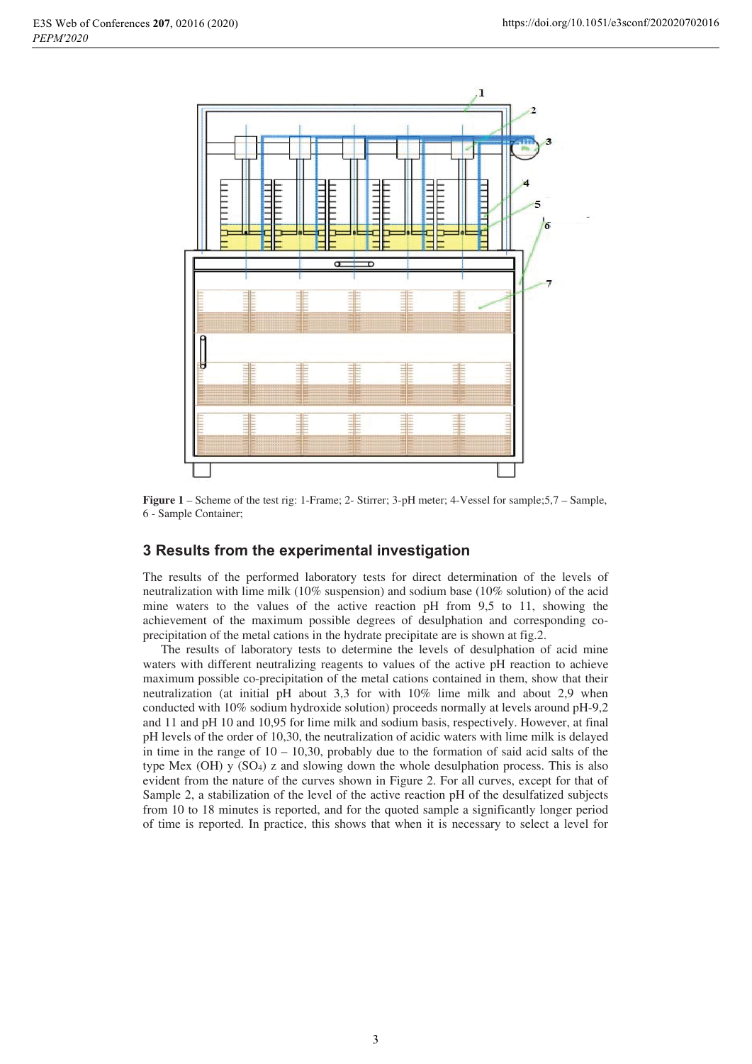**Figure 1** – Scheme of the test rig: 1-Frame; 2- Stirrer; 3-pH meter; 4-Vessel for sample;5,7 – Sample, 6 - Sample Container;

## 3 Results from the experimental investigation

The results of the performed laboratory tests for direct determination of the levels of neutralization with lime milk (10% suspension) and sodium base (10% solution) of the acid mine waters to the values of the active reaction pH from 9,5 to 11, showing the achievement of the maximum possible degrees of desulphation and corresponding co-precipitation of the metal cations in the hydrate precipitate are is shown at fig.2.

The results of laboratory tests to determine the levels of desulphation of acid mine waters with different neutralizing reagents to values of the active pH reaction to achieve maximum possible co-precipitation of the metal cations contained in them, show that their neutralization (at initial pH about 3,3 for with 10% lime milk and about 2,9 when conducted with 10% sodium hydroxide solution) proceeds normally at levels around pH-9,2 and 11 and pH 10 and 10,95 for lime milk and sodium basis, respectively. However, at final pH levels of the order of 10,30, the neutralization of acidic waters with lime milk is delayed in time in the range of 10 – 10,30, probably due to the formation of said acid salts of the type Mex (OH) y $(SO_4)$ z and slowing down the whole desulphation process. This is also evident from the nature of the curves shown in Figure 2. For all curves, except for that of Sample 2, a stabilization of the level of the active reaction pH of the desulfatized subjects from 10 to 18 minutes is reported, and for the quoted sample a significantly longer period of time is reported. In practice, this shows that when it is necessary to select a level for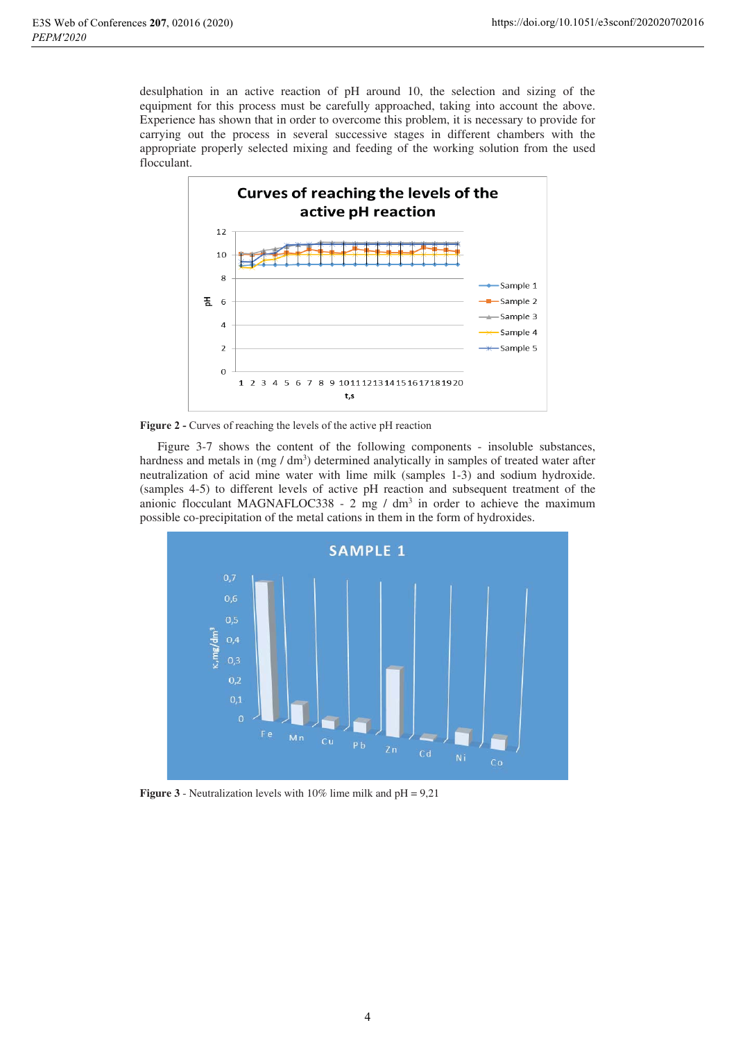desulphation in an active reaction of pH around 10, the selection and sizing of the equipment for this process must be carefully approached, taking into account the above. Experience has shown that in order to overcome this problem, it is necessary to provide for carrying out the process in several successive stages in different chambers with the appropriate properly selected mixing and feeding of the working solution from the used flocculant.

**Figure 2 -** Curves of reaching the levels of the active pH reaction

Figure 3-7 shows the content of the following components - insoluble substances, hardness and metals in (mg / dm$^3$) determined analytically in samples of treated water after neutralization of acid mine water with lime milk (samples 1-3) and sodium hydroxide. (samples 4-5) to different levels of active pH reaction and subsequent treatment of the anionic flocculant MAGNAFLOC338 - 2 mg / dm$^3$ in order to achieve the maximum possible co-precipitation of the metal cations in them in the form of hydroxides.

**Figure 3** - Neutralization levels with 10% lime milk and pH = 9,21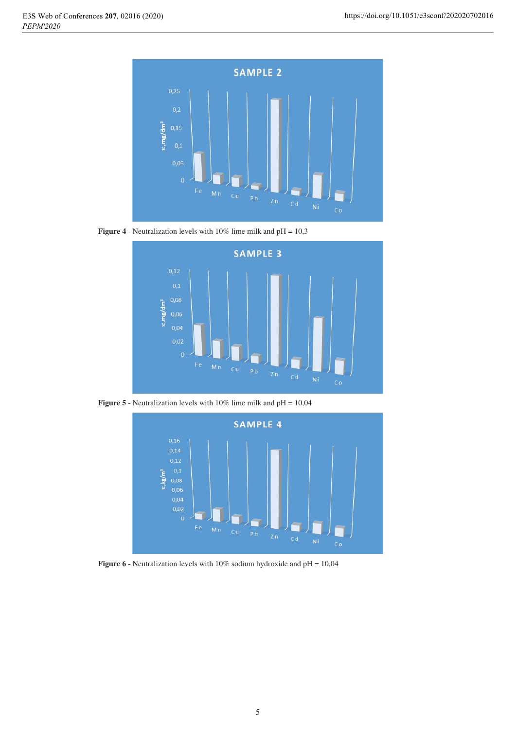Figure 4 - Neutralization levels with 10% lime milk and pH = 10,3

Figure 5 - Neutralization levels with 10% lime milk and pH = 10,04

Figure 6 - Neutralization levels with 10% sodium hydroxide and pH = 10,04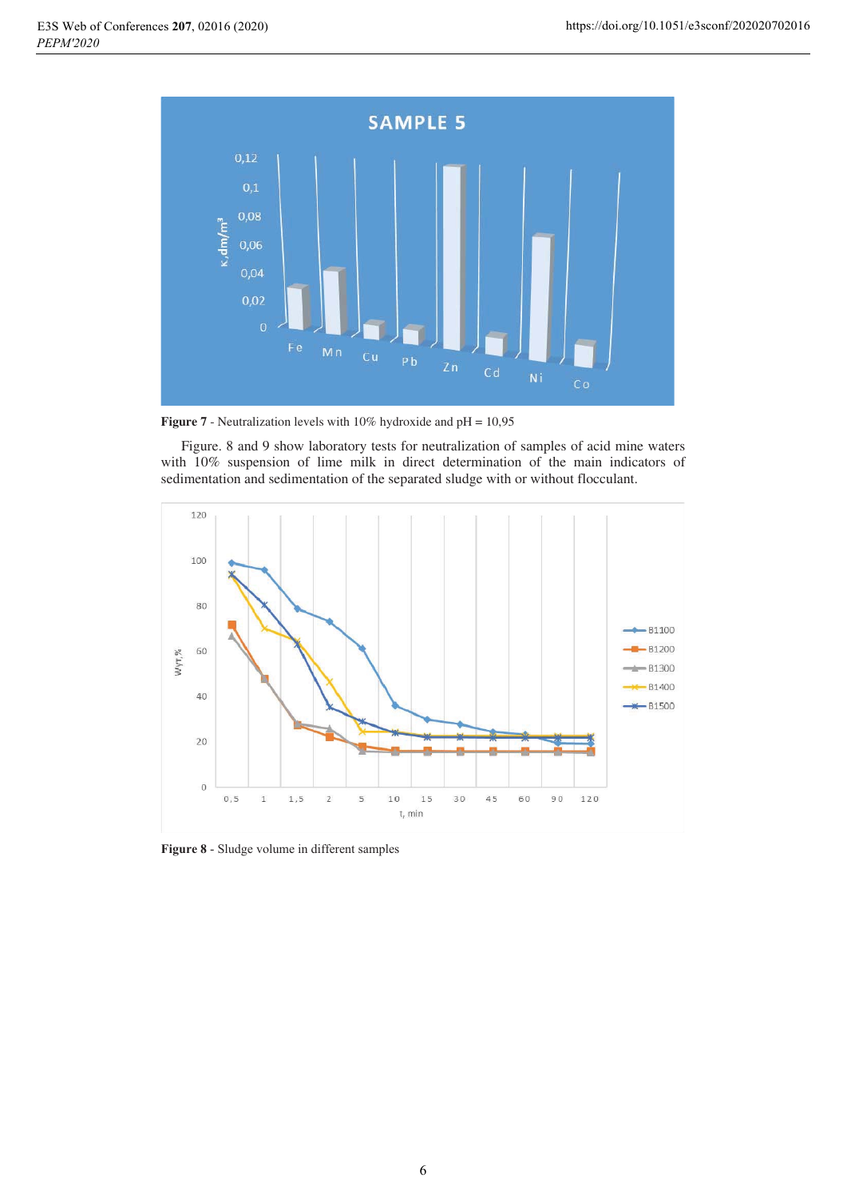**Figure 7** - Neutralization levels with 10% hydroxide and pH = 10,95

Figure. 8 and 9 show laboratory tests for neutralization of samples of acid mine waters with 10% suspension of lime milk in direct determination of the main indicators of sedimentation and sedimentation of the separated sludge with or without flocculant.

**Figure 8** - Sludge volume in different samples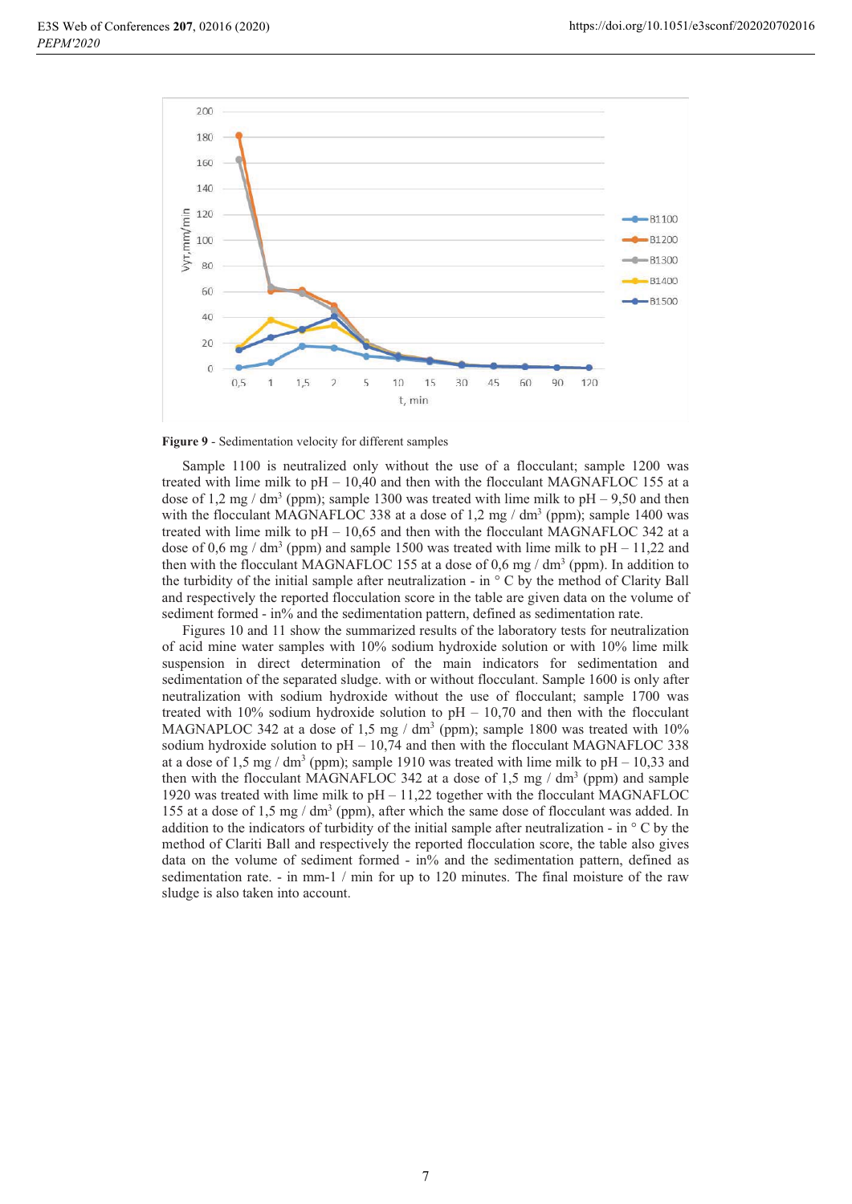**Figure 9** - Sedimentation velocity for different samples

Sample 1100 is neutralized only without the use of a flocculant; sample 1200 was treated with lime milk to pH – 10,40 and then with the flocculant MAGNAFLOC 155 at a dose of 1,2 mg / dm$^3$ (ppm); sample 1300 was treated with lime milk to pH – 9,50 and then with the flocculant MAGNAFLOC 338 at a dose of 1,2 mg / dm$^3$ (ppm); sample 1400 was treated with lime milk to pH – 10,65 and then with the flocculant MAGNAFLOC 342 at a dose of 0,6 mg / dm$^3$ (ppm) and sample 1500 was treated with lime milk to pH – 11,22 and then with the flocculant MAGNAFLOC 155 at a dose of 0,6 mg / dm$^3$ (ppm). In addition to the turbidity of the initial sample after neutralization - in ° C by the method of Clarity Ball and respectively the reported flocculation score in the table are given data on the volume of sediment formed - in% and the sedimentation pattern, defined as sedimentation rate.

Figures 10 and 11 show the summarized results of the laboratory tests for neutralization of acid mine water samples with 10% sodium hydroxide solution or with 10% lime milk suspension in direct determination of the main indicators for sedimentation and sedimentation of the separated sludge. with or without flocculant. Sample 1600 is only after neutralization with sodium hydroxide without the use of flocculant; sample 1700 was treated with 10% sodium hydroxide solution to pH – 10,70 and then with the flocculant MAGNAPLOC 342 at a dose of 1,5 mg / dm$^3$ (ppm); sample 1800 was treated with 10% sodium hydroxide solution to pH – 10,74 and then with the flocculant MAGNAFLOC 338 at a dose of 1,5 mg / dm$^3$ (ppm); sample 1910 was treated with lime milk to pH – 10,33 and then with the flocculant MAGNAFLOC 342 at a dose of 1,5 mg / dm$^3$ (ppm) and sample 1920 was treated with lime milk to pH – 11,22 together with the flocculant MAGNAFLOC 155 at a dose of 1,5 mg / dm$^3$ (ppm), after which the same dose of flocculant was added. In addition to the indicators of turbidity of the initial sample after neutralization - in ° C by the method of Clariti Ball and respectively the reported flocculation score, the table also gives data on the volume of sediment formed - in% and the sedimentation pattern, defined as sedimentation rate. - in mm-1 / min for up to 120 minutes. The final moisture of the raw sludge is also taken into account.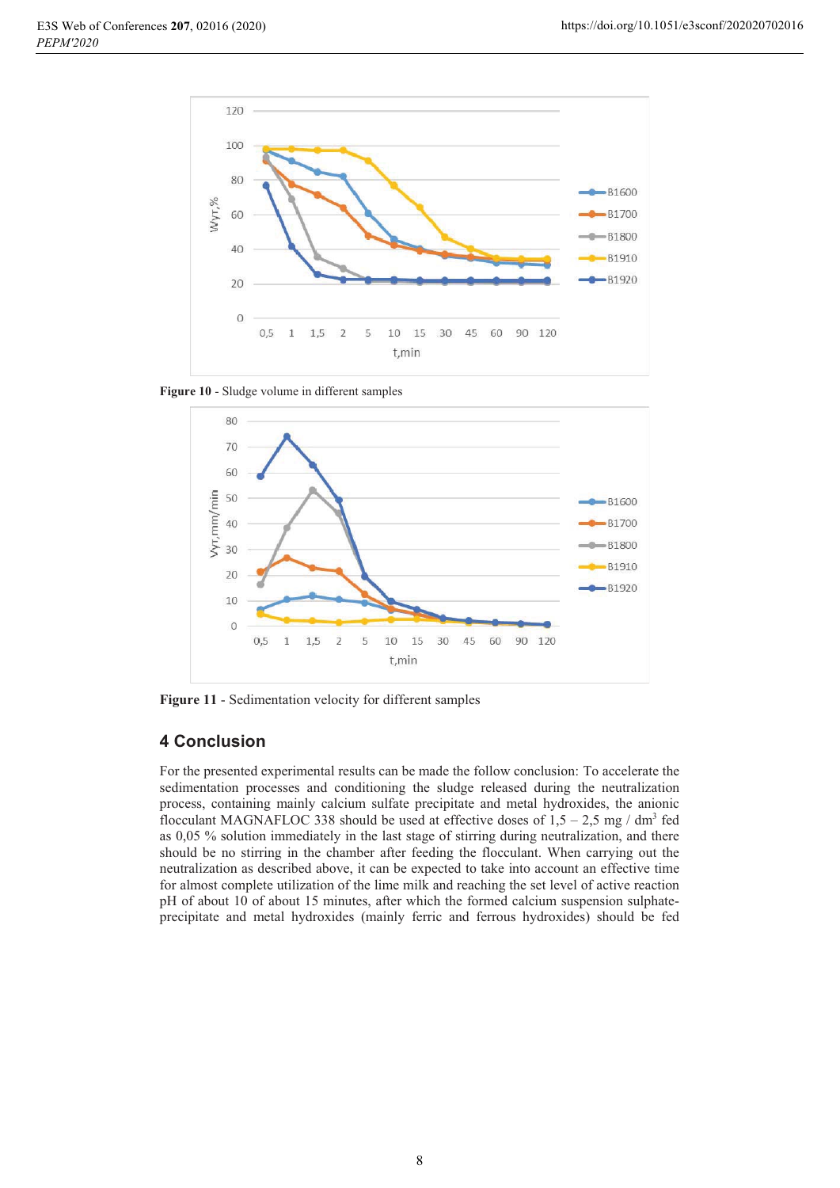Figure 10 - Sludge volume in different samples

Figure 11 - Sedimentation velocity for different samples

## 4 Conclusion

For the presented experimental results can be made the follow conclusion: To accelerate the sedimentation processes and conditioning the sludge released during the neutralization process, containing mainly calcium sulfate precipitate and metal hydroxides, the anionic flocculant MAGNAFLOC 338 should be used at effective doses of 1,5 – 2,5 mg / $dm^3$ fed as 0,05 % solution immediately in the last stage of stirring during neutralization, and there should be no stirring in the chamber after feeding the flocculant. When carrying out the neutralization as described above, it can be expected to take into account an effective time for almost complete utilization of the lime milk and reaching the set level of active reaction pH of about 10 of about 15 minutes, after which the formed calcium suspension sulphate-precipitate and metal hydroxides (mainly ferric and ferrous hydroxides) should be fed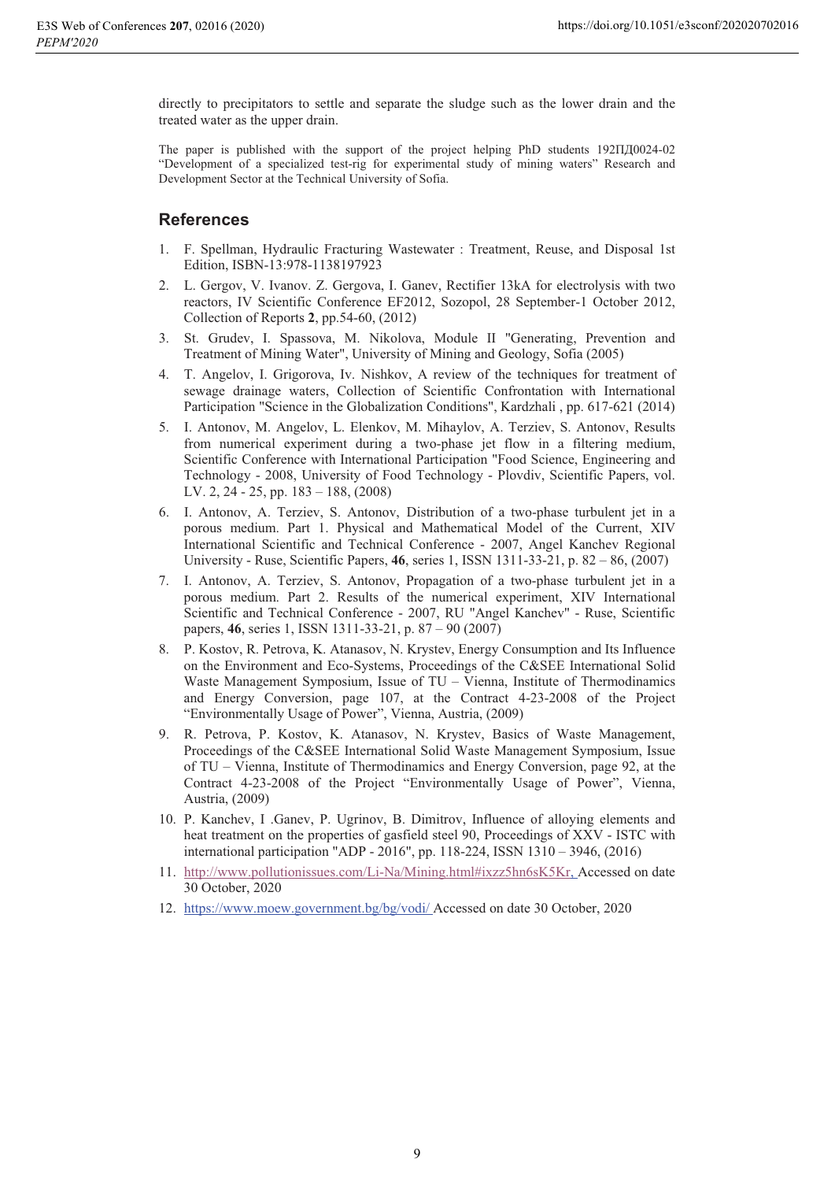directly to precipitators to settle and separate the sludge such as the lower drain and the treated water as the upper drain.

The paper is published with the support of the project helping PhD students 192ПД0024-02 "Development of a specialized test-rig for experimental study of mining waters" Research and Development Sector at the Technical University of Sofia.

## References

1. F. Spellman, Hydraulic Fracturing Wastewater : Treatment, Reuse, and Disposal 1st Edition, ISBN-13:978-1138197923
2. L. Gergov, V. Ivanov. Z. Gergova, I. Ganev, Rectifier 13kA for electrolysis with two reactors, IV Scientific Conference EF2012, Sozopol, 28 September-1 October 2012, Collection of Reports **2**, pp.54-60, (2012)
3. St. Grudev, I. Spassova, M. Nikolova, Module II "Generating, Prevention and Treatment of Mining Water", University of Mining and Geology, Sofia (2005)
4. T. Angelov, I. Grigorova, Iv. Nishkov, A review of the techniques for treatment of sewage drainage waters, Collection of Scientific Confrontation with International Participation "Science in the Globalization Conditions", Kardzhali , pp. 617-621 (2014)
5. I. Antonov, M. Angelov, L. Elenkov, M. Mihaylov, A. Terziev, S. Antonov, Results from numerical experiment during a two-phase jet flow in a filtering medium, Scientific Conference with International Participation "Food Science, Engineering and Technology - 2008, University of Food Technology - Plovdiv, Scientific Papers, vol. LV. 2, 24 - 25, pp. 183 – 188, (2008)
6. I. Antonov, A. Terziev, S. Antonov, Distribution of a two-phase turbulent jet in a porous medium. Part 1. Physical and Mathematical Model of the Current, XIV International Scientific and Technical Conference - 2007, Angel Kanchev Regional University - Ruse, Scientific Papers, **46**, series 1, ISSN 1311-33-21, p. 82 – 86, (2007)
7. I. Antonov, A. Terziev, S. Antonov, Propagation of a two-phase turbulent jet in a porous medium. Part 2. Results of the numerical experiment, XIV International Scientific and Technical Conference - 2007, RU "Angel Kanchev" - Ruse, Scientific papers, **46**, series 1, ISSN 1311-33-21, p. 87 – 90 (2007)
8. P. Kostov, R. Petrova, K. Atanasov, N. Krystev, Energy Consumption and Its Influence on the Environment and Eco-Systems, Proceedings of the C&SEE International Solid Waste Management Symposium, Issue of TU – Vienna, Institute of Thermodinamics and Energy Conversion, page 107, at the Contract 4-23-2008 of the Project "Environmentally Usage of Power", Vienna, Austria, (2009)
9. R. Petrova, P. Kostov, K. Atanasov, N. Krystev, Basics of Waste Management, Proceedings of the C&SEE International Solid Waste Management Symposium, Issue of TU – Vienna, Institute of Thermodinamics and Energy Conversion, page 92, at the Contract 4-23-2008 of the Project "Environmentally Usage of Power", Vienna, Austria, (2009)
10. P. Kanchev, I .Ganev, P. Ugrinov, B. Dimitrov, Influence of alloying elements and heat treatment on the properties of gasfield steel 90, Proceedings of XXV - ISTC with international participation "ADP - 2016", pp. 118-224, ISSN 1310 – 3946, (2016)
11. http://www.pollutionissues.com/Li-Na/Mining.html#ixzz5hn6sK5Kr, Accessed on date 30 October, 2020
12. https://www.moew.government.bg/bg/vodi/ Accessed on date 30 October, 2020